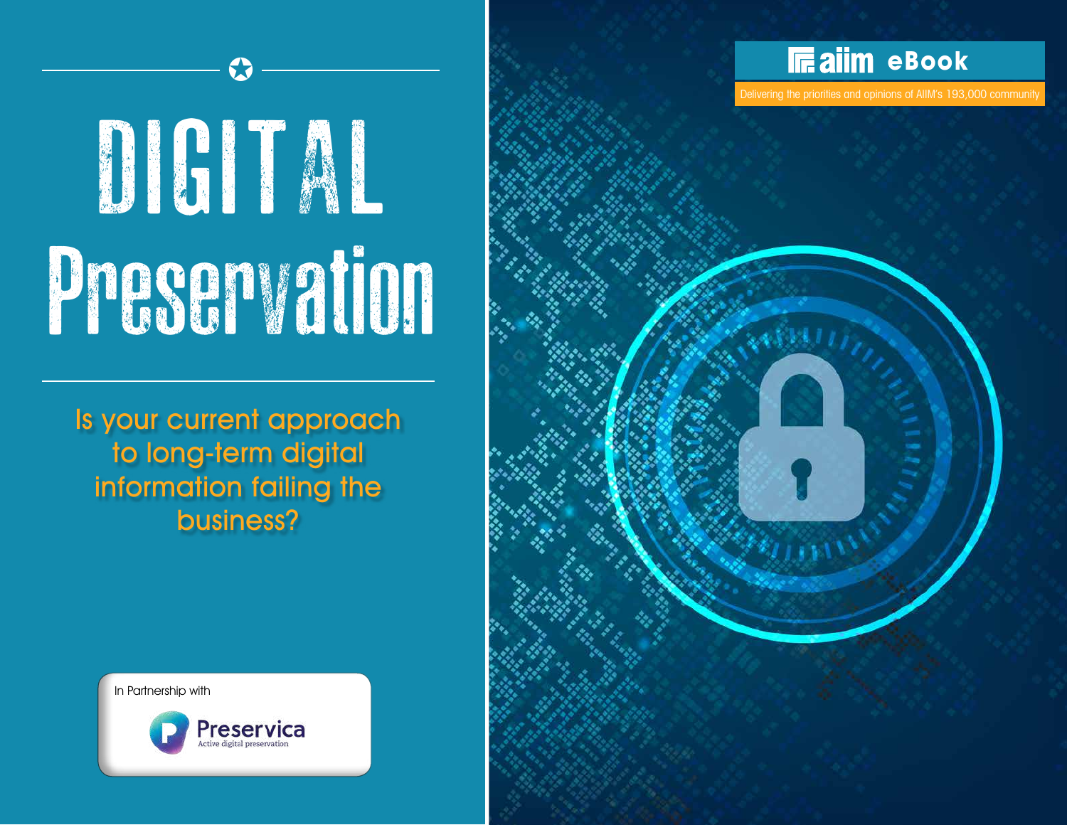# DIGITAL Preservation

## Is your current approach to long-term digital information failing the business?

In Partnership with

Preservica
Active digital preservation

aiim eBook

Delivering the priorities and opinions of AIIM's 193,000 community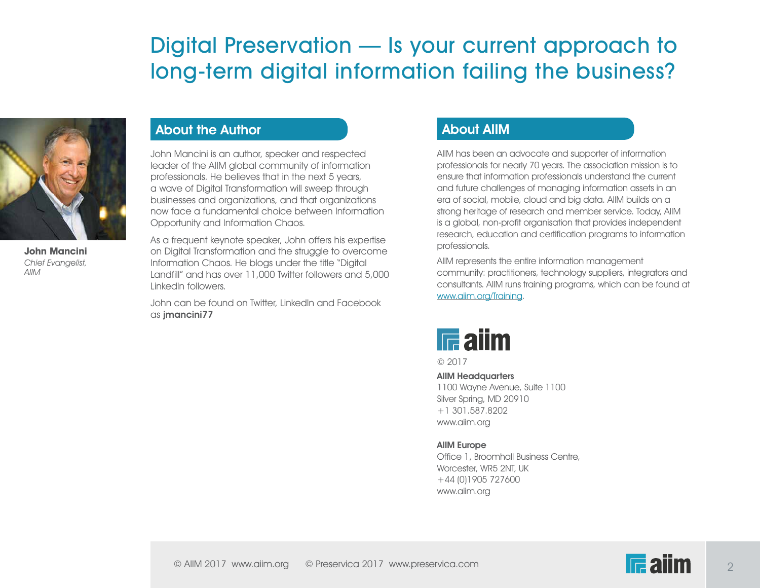# Digital Preservation — Is your current approach to long-term digital information failing the business?

**John Mancini**
*Chief Evangelist, AIIM*

## About the Author

John Mancini is an author, speaker and respected leader of the AIIM global community of information professionals. He believes that in the next 5 years, a wave of Digital Transformation will sweep through businesses and organizations, and that organizations now face a fundamental choice between Information Opportunity and Information Chaos.

As a frequent keynote speaker, John offers his expertise on Digital Transformation and the struggle to overcome Information Chaos. He blogs under the title "Digital Landfill" and has over 11,000 Twitter followers and 5,000 LinkedIn followers.

John can be found on Twitter, LinkedIn and Facebook as **jmancini77**

## About AIIM

AIIM has been an advocate and supporter of information professionals for nearly 70 years. The association mission is to ensure that information professionals understand the current and future challenges of managing information assets in an era of social, mobile, cloud and big data. AIIM builds on a strong heritage of research and member service. Today, AIIM is a global, non-profit organisation that provides independent research, education and certification programs to information professionals.

AIIM represents the entire information management community: practitioners, technology suppliers, integrators and consultants. AIIM runs training programs, which can be found at [www.aiim.org/Training](www.aiim.org/Training).

aiim

© 2017

**AIIM Headquarters**
1100 Wayne Avenue, Suite 1100
Silver Spring, MD 20910
+1 301.587.8202
www.aiim.org

**AIIM Europe**
Office 1, Broomhall Business Centre,
Worcester, WR5 2NT, UK
+44 (0)1905 727600
www.aiim.org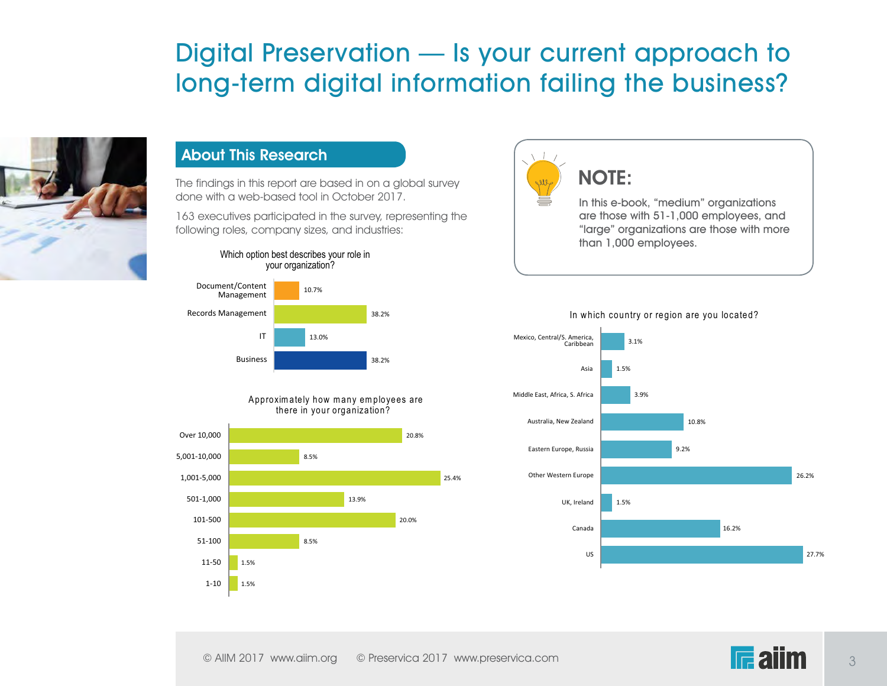# Digital Preservation — Is your current approach to long-term digital information failing the business?

## About This Research

The findings in this report are based in on a global survey done with a web-based tool in October 2017.

163 executives participated in the survey, representing the following roles, company sizes, and industries:

**Which option best describes your role in your organization?**

| Role | % |
|---|---|
| Document/Content Management | 10.7% |
| Records Management | 38.2% |
| IT | 13.0% |
| Business | 38.2% |

**Approximately how many employees are there in your organization?**

| Employees | % |
|---|---|
| Over 10,000 | 20.8% |
| 5,001-10,000 | 8.5% |
| 1,001-5,000 | 25.4% |
| 501-1,000 | 13.9% |
| 101-500 | 20.0% |
| 51-100 | 8.5% |
| 11-50 | 1.5% |
| 1-10 | 1.5% |

## NOTE:

In this e-book, "medium" organizations are those with 51-1,000 employees, and "large" organizations are those with more than 1,000 employees.

**In which country or region are you located?**

| Country/Region | % |
|---|---|
| Mexico, Central/S. America, Caribbean | 3.1% |
| Asia | 1.5% |
| Middle East, Africa, S. Africa | 3.9% |
| Australia, New Zealand | 10.8% |
| Eastern Europe, Russia | 9.2% |
| Other Western Europe | 26.2% |
| UK, Ireland | 1.5% |
| Canada | 16.2% |
| US | 27.7% |

© AIIM 2017 www.aiim.org © Preservica 2017 www.preservica.com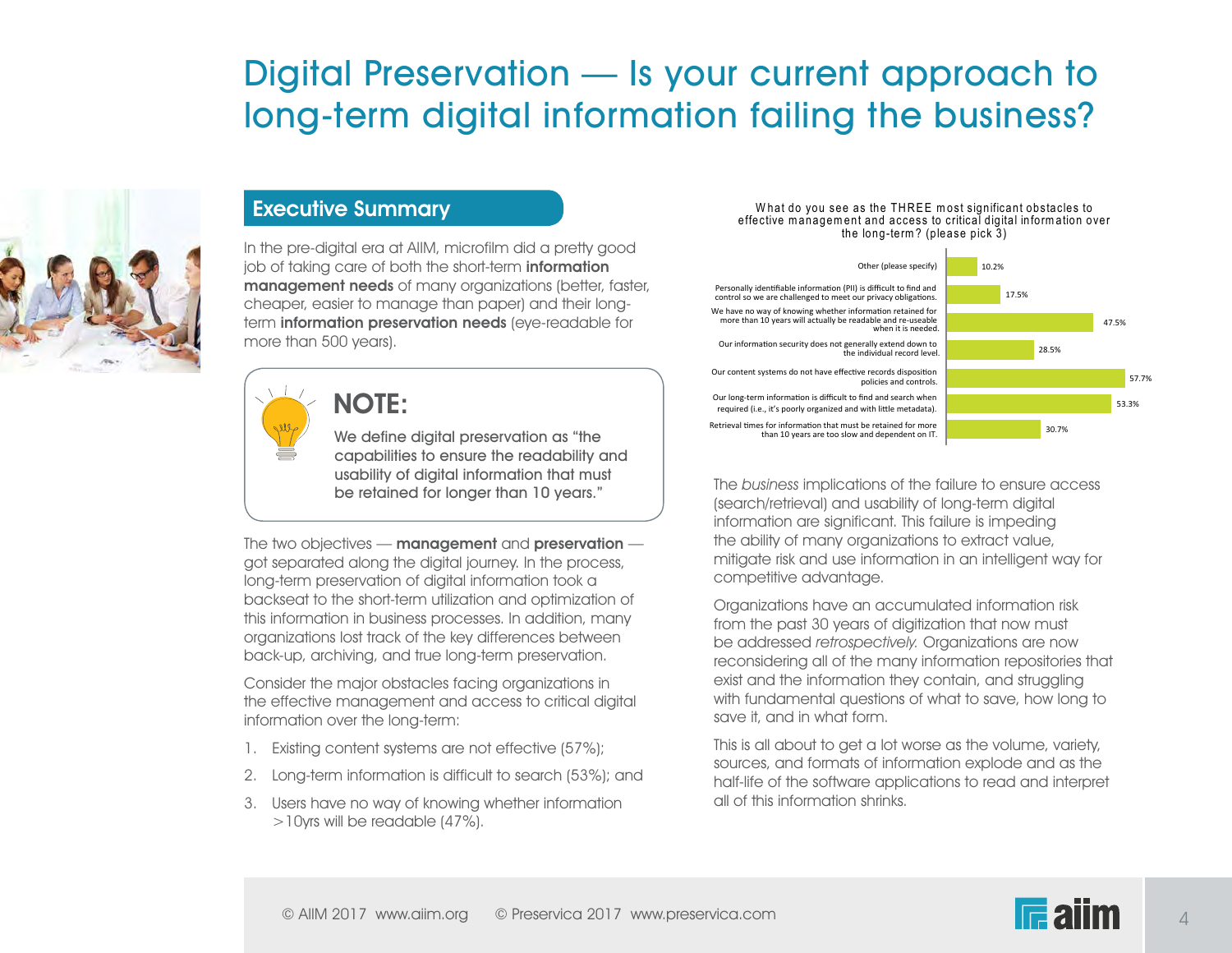# Digital Preservation — Is your current approach to long-term digital information failing the business?

## Executive Summary

In the pre-digital era at AIIM, microfilm did a pretty good job of taking care of both the short-term **information management needs** of many organizations (better, faster, cheaper, easier to manage than paper) and their long-term **information preservation needs** (eye-readable for more than 500 years).

### NOTE:

We define digital preservation as "the capabilities to ensure the readability and usability of digital information that must be retained for longer than 10 years."

The two objectives — **management** and **preservation** — got separated along the digital journey. In the process, long-term preservation of digital information took a backseat to the short-term utilization and optimization of this information in business processes. In addition, many organizations lost track of the key differences between back-up, archiving, and true long-term preservation.

Consider the major obstacles facing organizations in the effective management and access to critical digital information over the long-term:

1. Existing content systems are not effective (57%);
2. Long-term information is difficult to search (53%); and
3. Users have no way of knowing whether information >10yrs will be readable (47%).

What do you see as the THREE most significant obstacles to effective management and access to critical digital information over the long-term? (please pick 3)

| Obstacle | % |
|---|---|
| Other (please specify) | 10.2% |
| Personally identifiable information (PII) is difficult to find and control so we are challenged to meet our privacy obligations. | 17.5% |
| We have no way of knowing whether information retained for more than 10 years will actually be readable and re-useable when it is needed. | 47.5% |
| Our information security does not generally extend down to the individual record level. | 28.5% |
| Our content systems do not have effective records disposition policies and controls. | 57.7% |
| Our long-term information is difficult to find and search when required (i.e., it's poorly organized and with little metadata). | 53.3% |
| Retrieval times for information that must be retained for more than 10 years are too slow and dependent on IT. | 30.7% |

The *business* implications of the failure to ensure access (search/retrieval) and usability of long-term digital information are significant. This failure is impeding the ability of many organizations to extract value, mitigate risk and use information in an intelligent way for competitive advantage.

Organizations have an accumulated information risk from the past 30 years of digitization that now must be addressed *retrospectively.* Organizations are now reconsidering all of the many information repositories that exist and the information they contain, and struggling with fundamental questions of what to save, how long to save it, and in what form.

This is all about to get a lot worse as the volume, variety, sources, and formats of information explode and as the half-life of the software applications to read and interpret all of this information shrinks.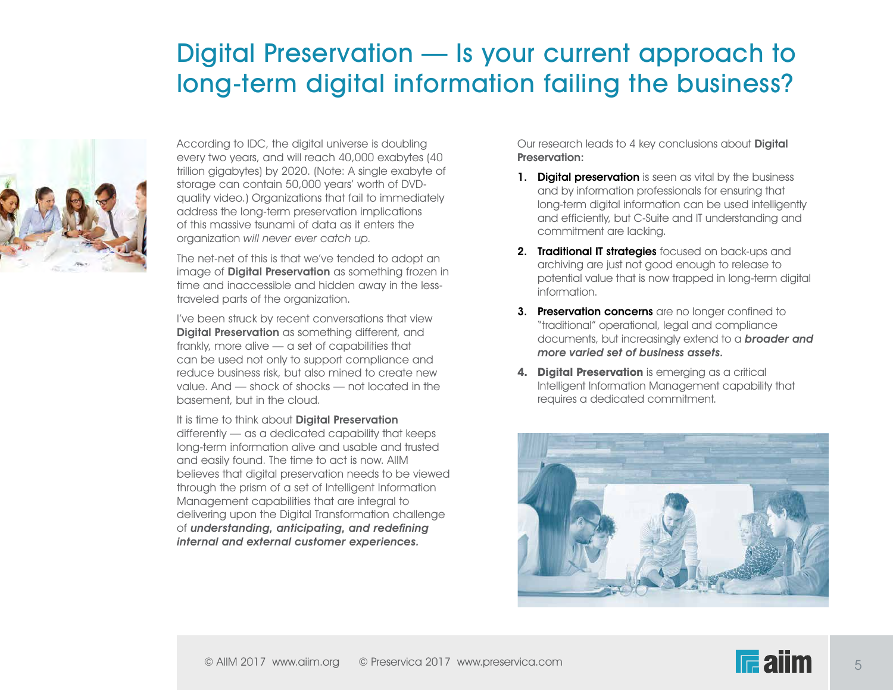# Digital Preservation — Is your current approach to long-term digital information failing the business?

According to IDC, the digital universe is doubling every two years, and will reach 40,000 exabytes (40 trillion gigabytes) by 2020. (Note: A single exabyte of storage can contain 50,000 years' worth of DVD-quality video.) Organizations that fail to immediately address the long-term preservation implications of this massive tsunami of data as it enters the organization *will never ever catch up.*

The net-net of this is that we've tended to adopt an image of **Digital Preservation** as something frozen in time and inaccessible and hidden away in the less-traveled parts of the organization.

I've been struck by recent conversations that view **Digital Preservation** as something different, and frankly, more alive — a set of capabilities that can be used not only to support compliance and reduce business risk, but also mined to create new value. And — shock of shocks — not located in the basement, but in the cloud.

It is time to think about **Digital Preservation** differently — as a dedicated capability that keeps long-term information alive and usable and trusted and easily found. The time to act is now. AIIM believes that digital preservation needs to be viewed through the prism of a set of Intelligent Information Management capabilities that are integral to delivering upon the Digital Transformation challenge of ***understanding, anticipating, and redefining internal and external customer experiences.***

Our research leads to 4 key conclusions about **Digital Preservation:**

1. **Digital preservation** is seen as vital by the business and by information professionals for ensuring that long-term digital information can be used intelligently and efficiently, but C-Suite and IT understanding and commitment are lacking.
2. **Traditional IT strategies** focused on back-ups and archiving are just not good enough to release to potential value that is now trapped in long-term digital information.
3. **Preservation concerns** are no longer confined to "traditional" operational, legal and compliance documents, but increasingly extend to a ***broader and more varied set of business assets.***
4. **Digital Preservation** is emerging as a critical Intelligent Information Management capability that requires a dedicated commitment.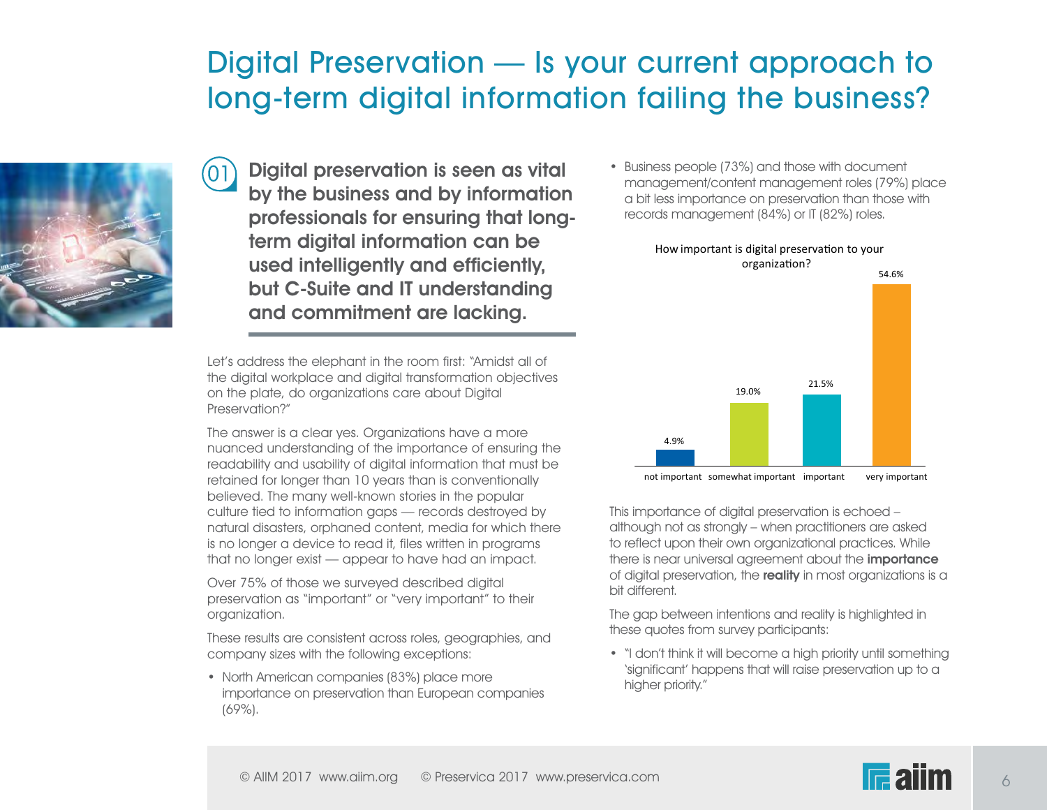# Digital Preservation — Is your current approach to long-term digital information failing the business?

## 01 Digital preservation is seen as vital by the business and by information professionals for ensuring that long-term digital information can be used intelligently and efficiently, but C-Suite and IT understanding and commitment are lacking.

Let's address the elephant in the room first: "Amidst all of the digital workplace and digital transformation objectives on the plate, do organizations care about Digital Preservation?"

The answer is a clear yes. Organizations have a more nuanced understanding of the importance of ensuring the readability and usability of digital information that must be retained for longer than 10 years than is conventionally believed. The many well-known stories in the popular culture tied to information gaps — records destroyed by natural disasters, orphaned content, media for which there is no longer a device to read it, files written in programs that no longer exist — appear to have had an impact.

Over 75% of those we surveyed described digital preservation as "important" or "very important" to their organization.

These results are consistent across roles, geographies, and company sizes with the following exceptions:

- North American companies (83%) place more importance on preservation than European companies (69%).
- Business people (73%) and those with document management/content management roles (79%) place a bit less importance on preservation than those with records management (84%) or IT (82%) roles.

How important is digital preservation to your organization?

| Response | % |
|---|---|
| not important | 4.9% |
| somewhat important | 19.0% |
| important | 21.5% |
| very important | 54.6% |

This importance of digital preservation is echoed – although not as strongly – when practitioners are asked to reflect upon their own organizational practices. While there is near universal agreement about the **importance** of digital preservation, the **reality** in most organizations is a bit different.

The gap between intentions and reality is highlighted in these quotes from survey participants:

- "I don't think it will become a high priority until something 'significant' happens that will raise preservation up to a higher priority."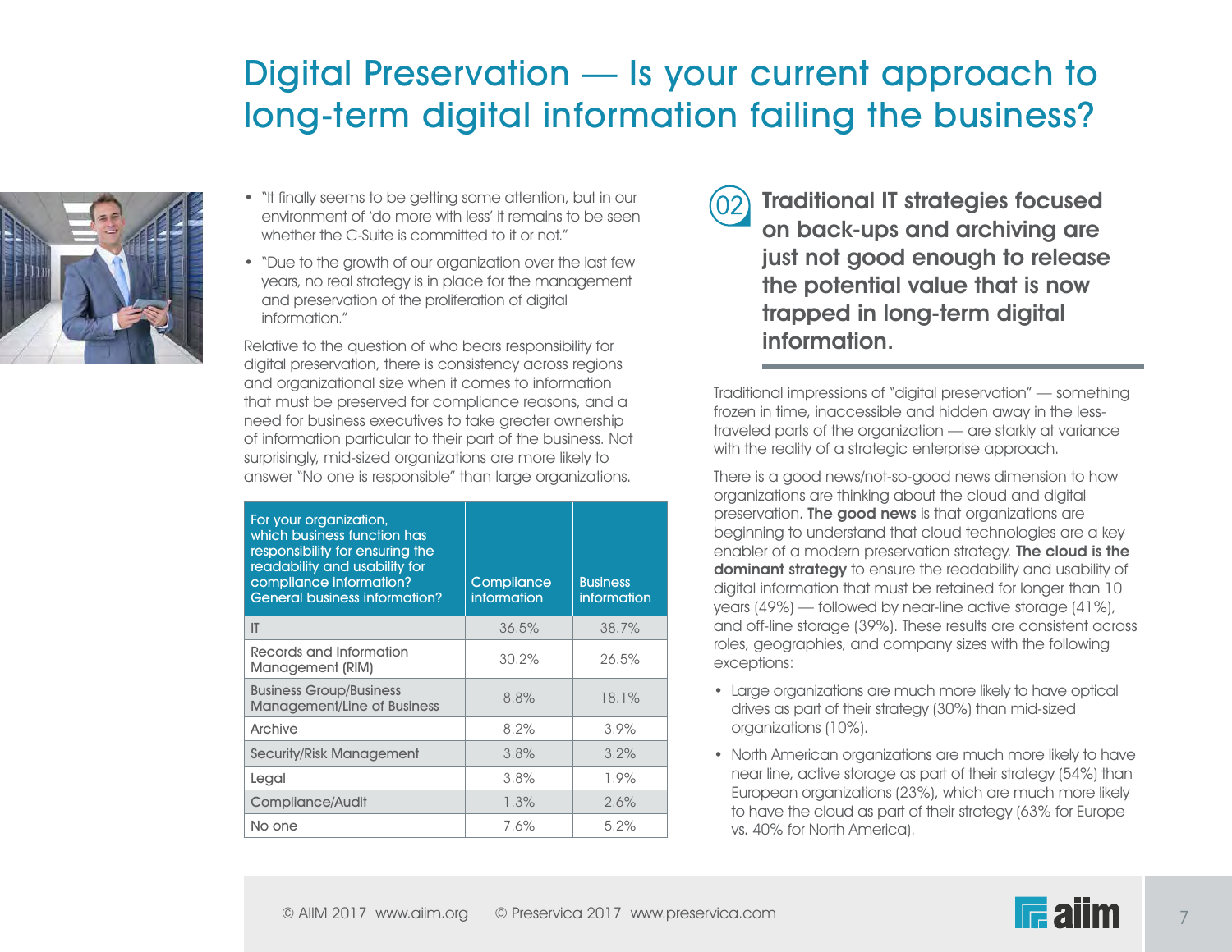# Digital Preservation — Is your current approach to long-term digital information failing the business?

- "It finally seems to be getting some attention, but in our environment of 'do more with less' it remains to be seen whether the C-Suite is committed to it or not."
- "Due to the growth of our organization over the last few years, no real strategy is in place for the management and preservation of the proliferation of digital information."

Relative to the question of who bears responsibility for digital preservation, there is consistency across regions and organizational size when it comes to information that must be preserved for compliance reasons, and a need for business executives to take greater ownership of information particular to their part of the business. Not surprisingly, mid-sized organizations are more likely to answer "No one is responsible" than large organizations.

| For your organization, which business function has responsibility for ensuring the readability and usability for compliance information? General business information? | Compliance information | Business information |
|---|---|---|
| IT | 36.5% | 38.7% |
| Records and Information Management (RIM) | 30.2% | 26.5% |
| Business Group/Business Management/Line of Business | 8.8% | 18.1% |
| Archive | 8.2% | 3.9% |
| Security/Risk Management | 3.8% | 3.2% |
| Legal | 3.8% | 1.9% |
| Compliance/Audit | 1.3% | 2.6% |
| No one | 7.6% | 5.2% |

## 02 Traditional IT strategies focused on back-ups and archiving are just not good enough to release the potential value that is now trapped in long-term digital information.

Traditional impressions of "digital preservation" — something frozen in time, inaccessible and hidden away in the less-traveled parts of the organization — are starkly at variance with the reality of a strategic enterprise approach.

There is a good news/not-so-good news dimension to how organizations are thinking about the cloud and digital preservation. **The good news** is that organizations are beginning to understand that cloud technologies are a key enabler of a modern preservation strategy. **The cloud is the dominant strategy** to ensure the readability and usability of digital information that must be retained for longer than 10 years (49%) — followed by near-line active storage (41%), and off-line storage (39%). These results are consistent across roles, geographies, and company sizes with the following exceptions:

- Large organizations are much more likely to have optical drives as part of their strategy (30%) than mid-sized organizations (10%).
- North American organizations are much more likely to have near line, active storage as part of their strategy (54%) than European organizations (23%), which are much more likely to have the cloud as part of their strategy (63% for Europe vs. 40% for North America).

© AIIM 2017 www.aiim.org © Preservica 2017 www.preservica.com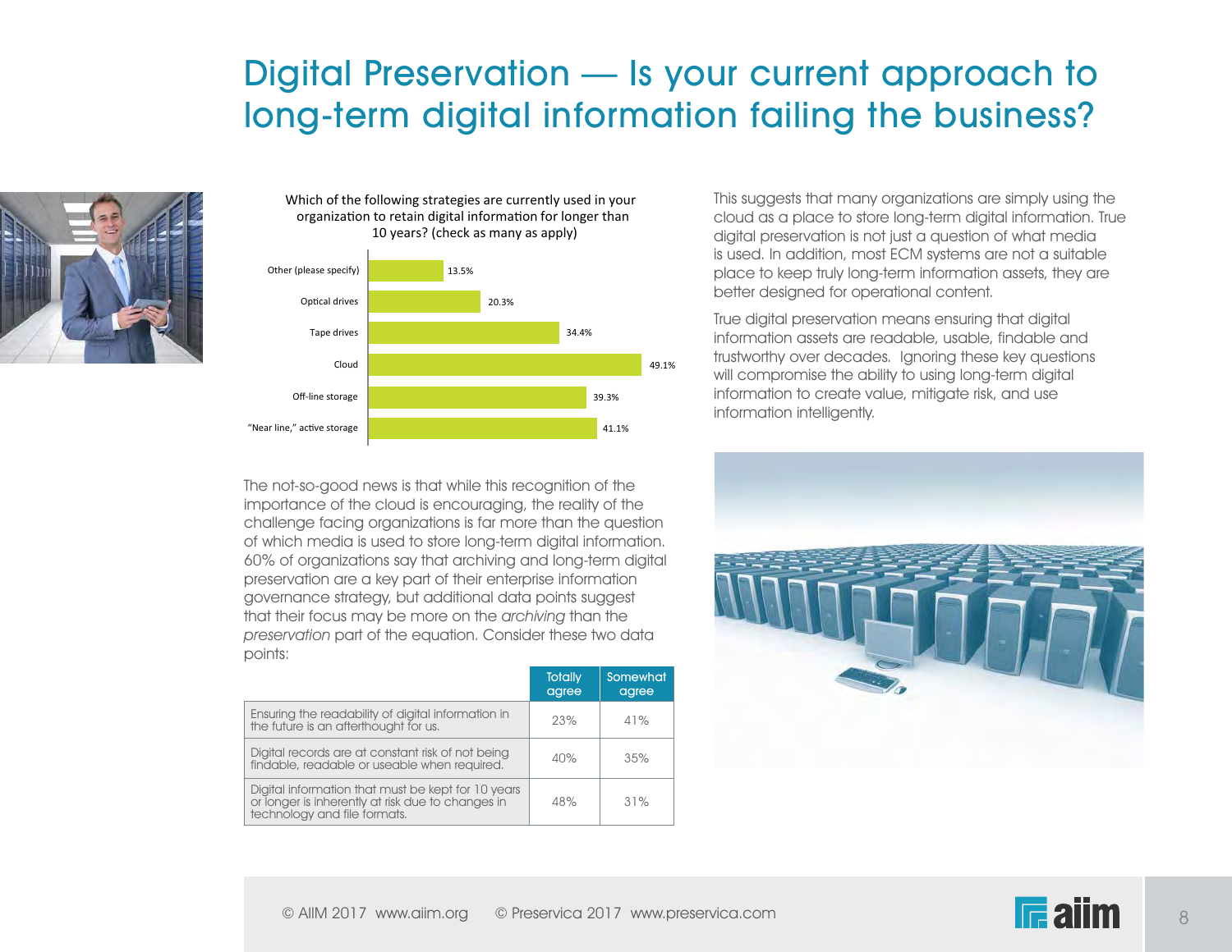# Digital Preservation — Is your current approach to long-term digital information failing the business?

Which of the following strategies are currently used in your organization to retain digital information for longer than 10 years? (check as many as apply)

| Strategy | % |
|---|---|
| Other (please specify) | 13.5% |
| Optical drives | 20.3% |
| Tape drives | 34.4% |
| Cloud | 49.1% |
| Off-line storage | 39.3% |
| "Near line," active storage | 41.1% |

The not-so-good news is that while this recognition of the importance of the cloud is encouraging, the reality of the challenge facing organizations is far more than the question of which media is used to store long-term digital information. 60% of organizations say that archiving and long-term digital preservation are a key part of their enterprise information governance strategy, but additional data points suggest that their focus may be more on the *archiving* than the *preservation* part of the equation. Consider these two data points:

| | Totally agree | Somewhat agree |
|---|---|---|
| Ensuring the readability of digital information in the future is an afterthought for us. | 23% | 41% |
| Digital records are at constant risk of not being findable, readable or useable when required. | 40% | 35% |
| Digital information that must be kept for 10 years or longer is inherently at risk due to changes in technology and file formats. | 48% | 31% |

This suggests that many organizations are simply using the cloud as a place to store long-term digital information. True digital preservation is not just a question of what media is used. In addition, most ECM systems are not a suitable place to keep truly long-term information assets, they are better designed for operational content.

True digital preservation means ensuring that digital information assets are readable, usable, findable and trustworthy over decades. Ignoring these key questions will compromise the ability to using long-term digital information to create value, mitigate risk, and use information intelligently.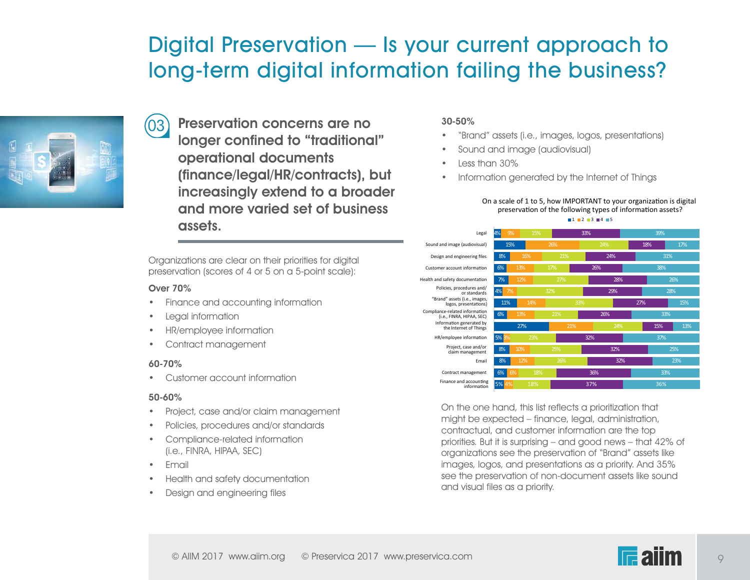# Digital Preservation — Is your current approach to long-term digital information failing the business?

## 03 Preservation concerns are no longer confined to "traditional" operational documents (finance/legal/HR/contracts), but increasingly extend to a broader and more varied set of business assets.

Organizations are clear on their priorities for digital preservation (scores of 4 or 5 on a 5-point scale):

**Over 70%**

- Finance and accounting information
- Legal information
- HR/employee information
- Contract management

**60-70%**

- Customer account information

**50-60%**

- Project, case and/or claim management
- Policies, procedures and/or standards
- Compliance-related information (i.e., FINRA, HIPAA, SEC)
- Email
- Health and safety documentation
- Design and engineering files

**30-50%**

- "Brand" assets (i.e., images, logos, presentations)
- Sound and image (audiovisual)
- Less than 30%
- Information generated by the Internet of Things

On a scale of 1 to 5, how IMPORTANT to your organization is digital preservation of the following types of information assets?

| | 1 | 2 | 3 | 4 | 5 |
|---|---|---|---|---|---|
| Legal | 4% | 9% | 15% | 33% | 39% |
| Sound and image (audiovisual) | 15% | 26% | 24% | 18% | 17% |
| Design and engineering files | 8% | 16% | 21% | 24% | 31% |
| Customer account information | 6% | 13% | 17% | 26% | 38% |
| Health and safety documentation | 7% | 12% | 27% | 28% | 26% |
| Policies, procedures and/or standards | 4% | 7% | 32% | 29% | 28% |
| "Brand" assets (i.e., images, logos, presentations) | 11% | 14% | 33% | 27% | 15% |
| Compliance-related information (i.e., FINRA, HIPAA, SEC) | 6% | 13% | 21% | 26% | 33% |
| Information generated by the Internet of Things | 27% | 21% | 24% | 15% | 13% |
| HR/employee information | 5% | 3% | 23% | 32% | 37% |
| Project, case and/or claim management | 8% | 10% | 25% | 32% | 25% |
| Email | 8% | 12% | 26% | 32% | 23% |
| Contract management | 6% | 6% | 18% | 36% | 33% |
| Finance and accounting information | 5% | 4% | 18% | 37% | 36% |

On the one hand, this list reflects a prioritization that might be expected – finance, legal, administration, contractual, and customer information are the top priorities. But it is surprising – and good news – that 42% of organizations see the preservation of "Brand" assets like images, logos, and presentations as a priority. And 35% see the preservation of non-document assets like sound and visual files as a priority.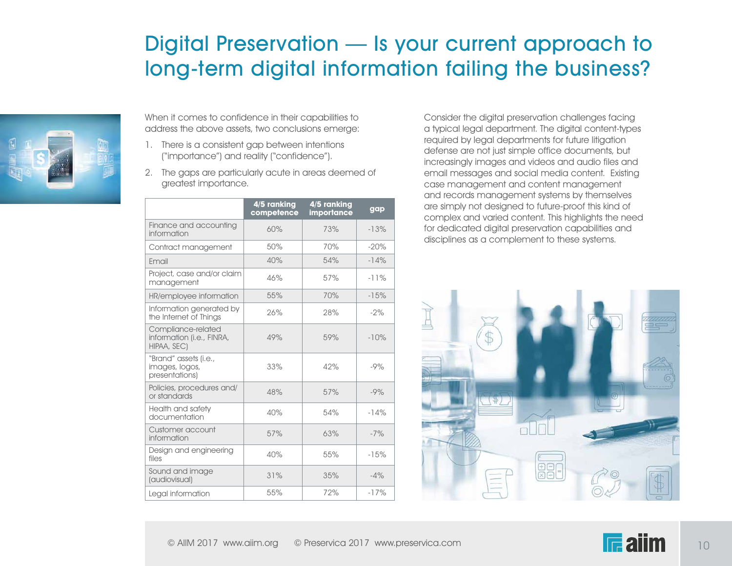# Digital Preservation — Is your current approach to long-term digital information failing the business?

When it comes to confidence in their capabilities to address the above assets, two conclusions emerge:

1. There is a consistent gap between intentions ("importance") and reality ("confidence").
2. The gaps are particularly acute in areas deemed of greatest importance.

| | 4/5 ranking competence | 4/5 ranking importance | gap |
|---|---|---|---|
| Finance and accounting information | 60% | 73% | -13% |
| Contract management | 50% | 70% | -20% |
| Email | 40% | 54% | -14% |
| Project, case and/or claim management | 46% | 57% | -11% |
| HR/employee information | 55% | 70% | -15% |
| Information generated by the Internet of Things | 26% | 28% | -2% |
| Compliance-related information (i.e., FINRA, HIPAA, SEC) | 49% | 59% | -10% |
| "Brand" assets (i.e., images, logos, presentations) | 33% | 42% | -9% |
| Policies, procedures and/ or standards | 48% | 57% | -9% |
| Health and safety documentation | 40% | 54% | -14% |
| Customer account information | 57% | 63% | -7% |
| Design and engineering files | 40% | 55% | -15% |
| Sound and image (audiovisual) | 31% | 35% | -4% |
| Legal information | 55% | 72% | -17% |

Consider the digital preservation challenges facing a typical legal department. The digital content-types required by legal departments for future litigation defense are not just simple office documents, but increasingly images and videos and audio files and email messages and social media content. Existing case management and content management and records management systems by themselves are simply not designed to future-proof this kind of complex and varied content. This highlights the need for dedicated digital preservation capabilities and disciplines as a complement to these systems.

© AIIM 2017 www.aiim.org © Preservica 2017 www.preservica.com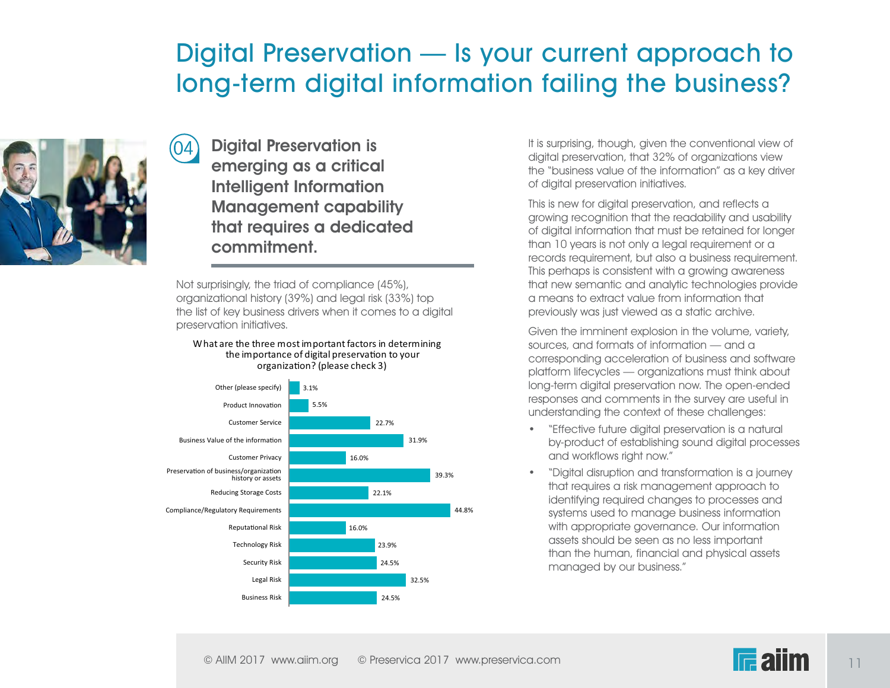# Digital Preservation — Is your current approach to long-term digital information failing the business?

## 04 Digital Preservation is emerging as a critical Intelligent Information Management capability that requires a dedicated commitment.

Not surprisingly, the triad of compliance (45%), organizational history (39%) and legal risk (33%) top the list of key business drivers when it comes to a digital preservation initiatives.

What are the three most important factors in determining the importance of digital preservation to your organization? (please check 3)

| Factor | % |
|---|---|
| Other (please specify) | 3.1% |
| Product Innovation | 5.5% |
| Customer Service | 22.7% |
| Business Value of the information | 31.9% |
| Customer Privacy | 16.0% |
| Preservation of business/organization history or assets | 39.3% |
| Reducing Storage Costs | 22.1% |
| Compliance/Regulatory Requirements | 44.8% |
| Reputational Risk | 16.0% |
| Technology Risk | 23.9% |
| Security Risk | 24.5% |
| Legal Risk | 32.5% |
| Business Risk | 24.5% |

It is surprising, though, given the conventional view of digital preservation, that 32% of organizations view the "business value of the information" as a key driver of digital preservation initiatives.

This is new for digital preservation, and reflects a growing recognition that the readability and usability of digital information that must be retained for longer than 10 years is not only a legal requirement or a records requirement, but also a business requirement. This perhaps is consistent with a growing awareness that new semantic and analytic technologies provide a means to extract value from information that previously was just viewed as a static archive.

Given the imminent explosion in the volume, variety, sources, and formats of information — and a corresponding acceleration of business and software platform lifecycles — organizations must think about long-term digital preservation now. The open-ended responses and comments in the survey are useful in understanding the context of these challenges:

- "Effective future digital preservation is a natural by-product of establishing sound digital processes and workflows right now."
- "Digital disruption and transformation is a journey that requires a risk management approach to identifying required changes to processes and systems used to manage business information with appropriate governance. Our information assets should be seen as no less important than the human, financial and physical assets managed by our business."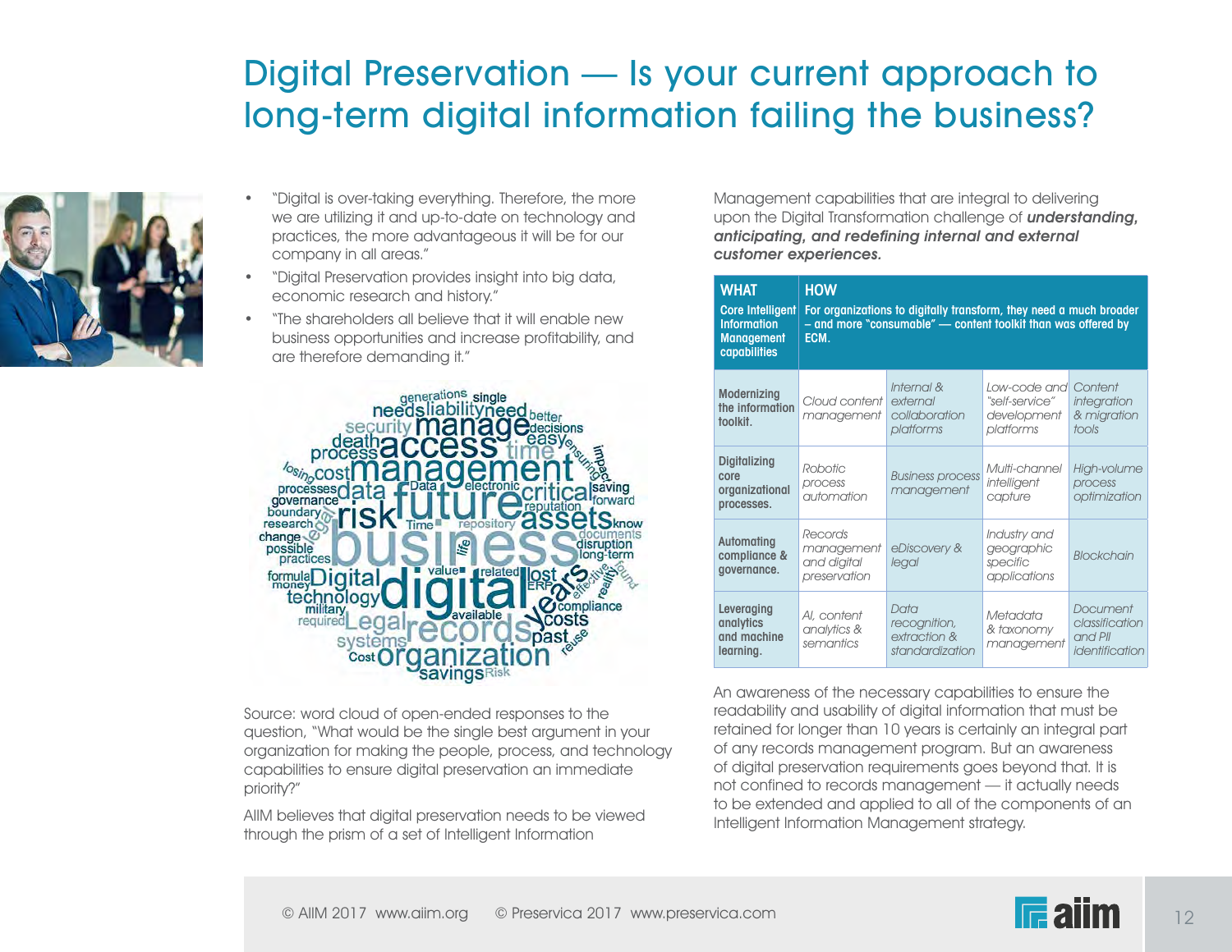# Digital Preservation — Is your current approach to long-term digital information failing the business?

- "Digital is over-taking everything. Therefore, the more we are utilizing it and up-to-date on technology and practices, the more advantageous it will be for our company in all areas."
- "Digital Preservation provides insight into big data, economic research and history."
- "The shareholders all believe that it will enable new business opportunities and increase profitability, and are therefore demanding it."

Source: word cloud of open-ended responses to the question, "What would be the single best argument in your organization for making the people, process, and technology capabilities to ensure digital preservation an immediate priority?"

AIIM believes that digital preservation needs to be viewed through the prism of a set of Intelligent Information Management capabilities that are integral to delivering upon the Digital Transformation challenge of ***understanding, anticipating, and redefining internal and external customer experiences.***

| **WHAT**<br>**Core Intelligent Information Management capabilities** | **HOW**<br>**For organizations to digitally transform, they need a much broader – and more "consumable" — content toolkit than was offered by ECM.** | | | |
|---|---|---|---|---|
| **Modernizing the information toolkit.** | *Cloud content management* | *Internal & external collaboration platforms* | *Low-code and "self-service" development platforms* | *Content integration & migration tools* |
| **Digitalizing core organizational processes.** | *Robotic process automation* | *Business process management* | *Multi-channel intelligent capture* | *High-volume process optimization* |
| **Automating compliance & governance.** | *Records management and digital preservation* | *eDiscovery & legal* | *Industry and geographic specific applications* | *Blockchain* |
| **Leveraging analytics and machine learning.** | *AI, content analytics & semantics* | *Data recognition, extraction & standardization* | *Metadata & taxonomy management* | *Document classification and PII identification* |

An awareness of the necessary capabilities to ensure the readability and usability of digital information that must be retained for longer than 10 years is certainly an integral part of any records management program. But an awareness of digital preservation requirements goes beyond that. It is not confined to records management — it actually needs to be extended and applied to all of the components of an Intelligent Information Management strategy.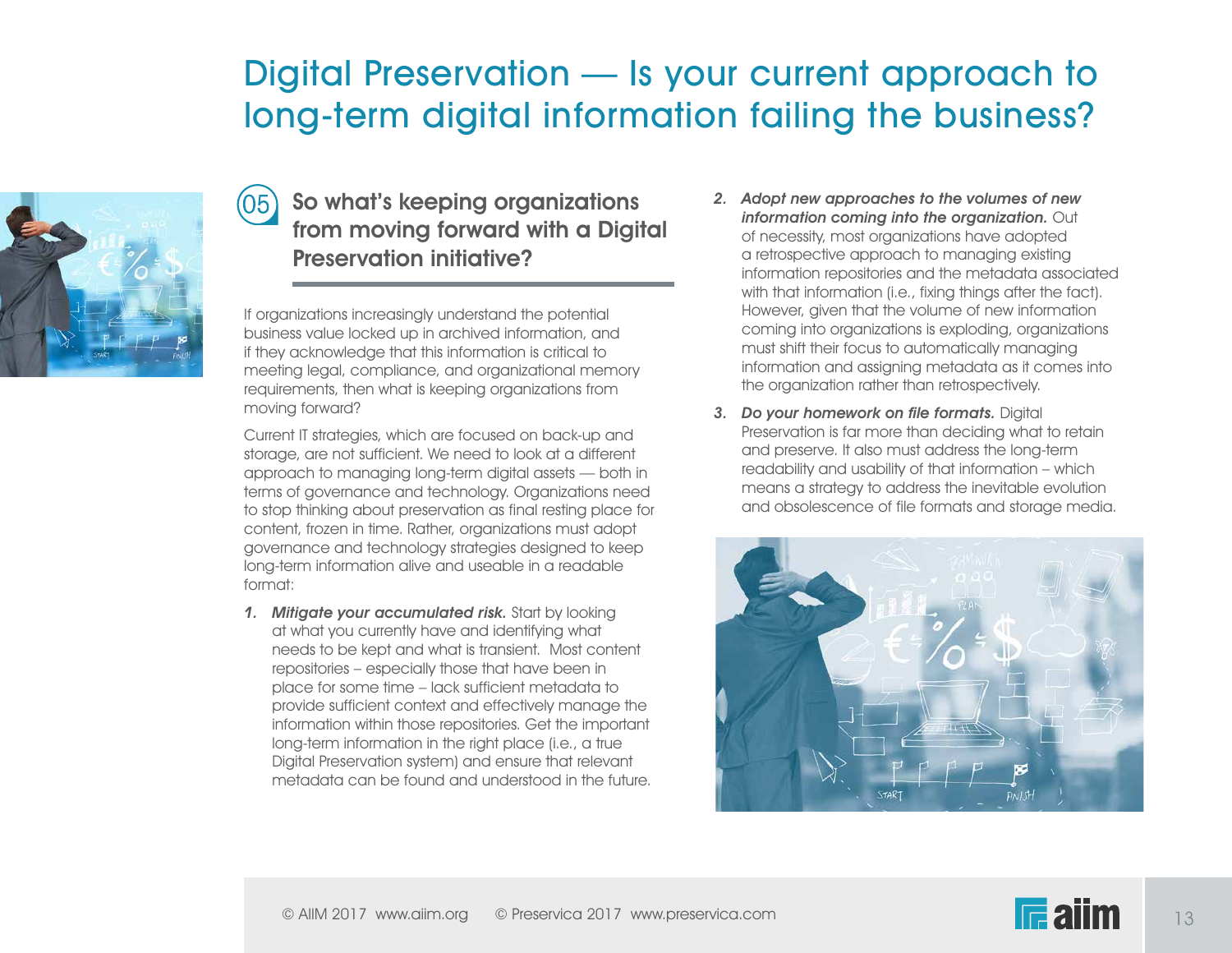# Digital Preservation — Is your current approach to long-term digital information failing the business?

## 05 So what's keeping organizations from moving forward with a Digital Preservation initiative?

If organizations increasingly understand the potential business value locked up in archived information, and if they acknowledge that this information is critical to meeting legal, compliance, and organizational memory requirements, then what is keeping organizations from moving forward?

Current IT strategies, which are focused on back-up and storage, are not sufficient. We need to look at a different approach to managing long-term digital assets — both in terms of governance and technology. Organizations need to stop thinking about preservation as final resting place for content, frozen in time. Rather, organizations must adopt governance and technology strategies designed to keep long-term information alive and useable in a readable format:

1. ***Mitigate your accumulated risk.*** Start by looking at what you currently have and identifying what needs to be kept and what is transient. Most content repositories – especially those that have been in place for some time – lack sufficient metadata to provide sufficient context and effectively manage the information within those repositories. Get the important long-term information in the right place (i.e., a true Digital Preservation system) and ensure that relevant metadata can be found and understood in the future.
2. ***Adopt new approaches to the volumes of new information coming into the organization.*** Out of necessity, most organizations have adopted a retrospective approach to managing existing information repositories and the metadata associated with that information (i.e., fixing things after the fact). However, given that the volume of new information coming into organizations is exploding, organizations must shift their focus to automatically managing information and assigning metadata as it comes into the organization rather than retrospectively.
3. ***Do your homework on file formats.*** Digital Preservation is far more than deciding what to retain and preserve. It also must address the long-term readability and usability of that information – which means a strategy to address the inevitable evolution and obsolescence of file formats and storage media.

© AIIM 2017 www.aiim.org © Preservica 2017 www.preservica.com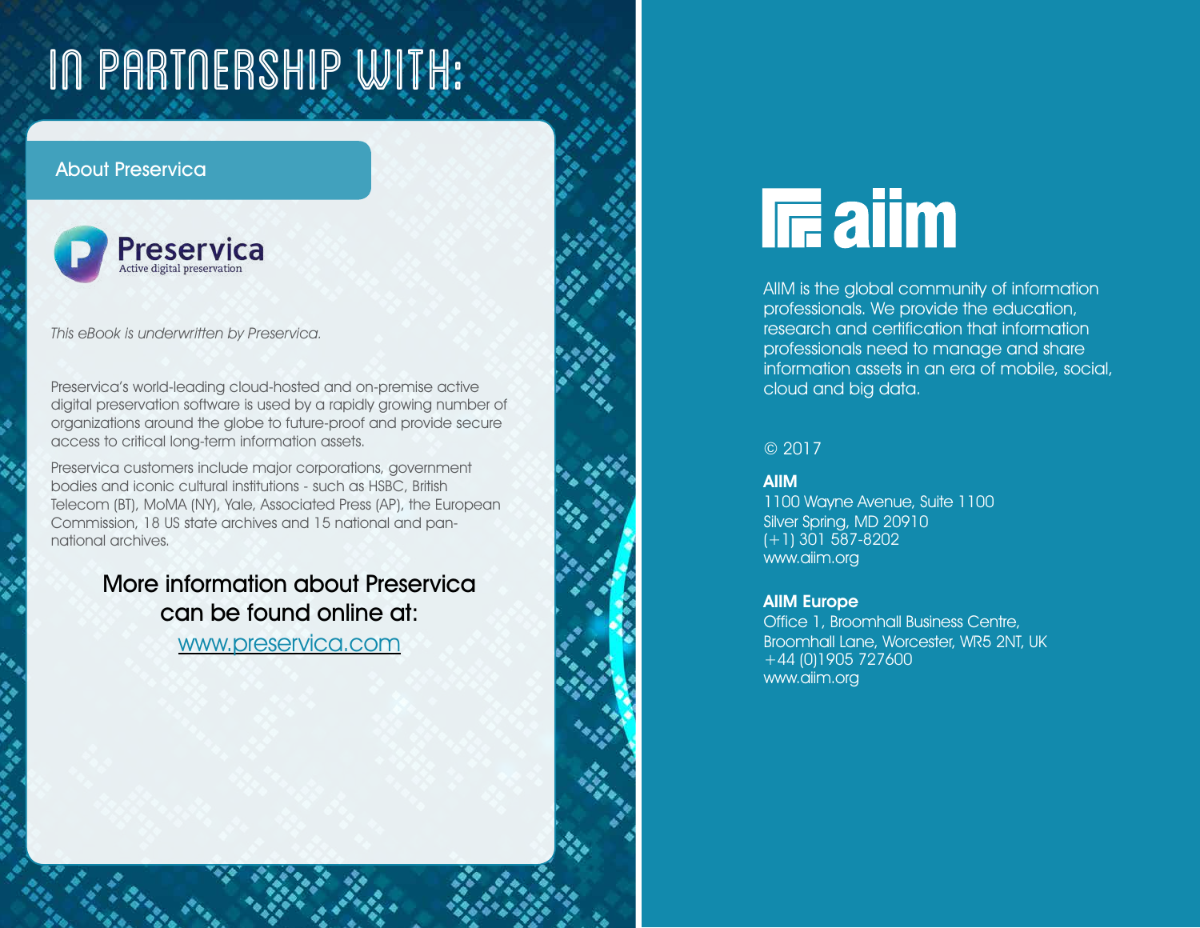# IN PARTNERSHIP WITH:

## About Preservica

Preservica
Active digital preservation

*This eBook is underwritten by Preservica.*

Preservica's world-leading cloud-hosted and on-premise active digital preservation software is used by a rapidly growing number of organizations around the globe to future-proof and provide secure access to critical long-term information assets.

Preservica customers include major corporations, government bodies and iconic cultural institutions - such as HSBC, British Telecom (BT), MoMA (NY), Yale, Associated Press (AP), the European Commission, 18 US state archives and 15 national and pan-national archives.

More information about Preservica can be found online at:
www.preservica.com

aiim

AIIM is the global community of information professionals. We provide the education, research and certification that information professionals need to manage and share information assets in an era of mobile, social, cloud and big data.

© 2017

**AIIM**
1100 Wayne Avenue, Suite 1100
Silver Spring, MD 20910
(+1) 301 587-8202
www.aiim.org

**AIIM Europe**
Office 1, Broomhall Business Centre,
Broomhall Lane, Worcester, WR5 2NT, UK
+44 (0)1905 727600
www.aiim.org